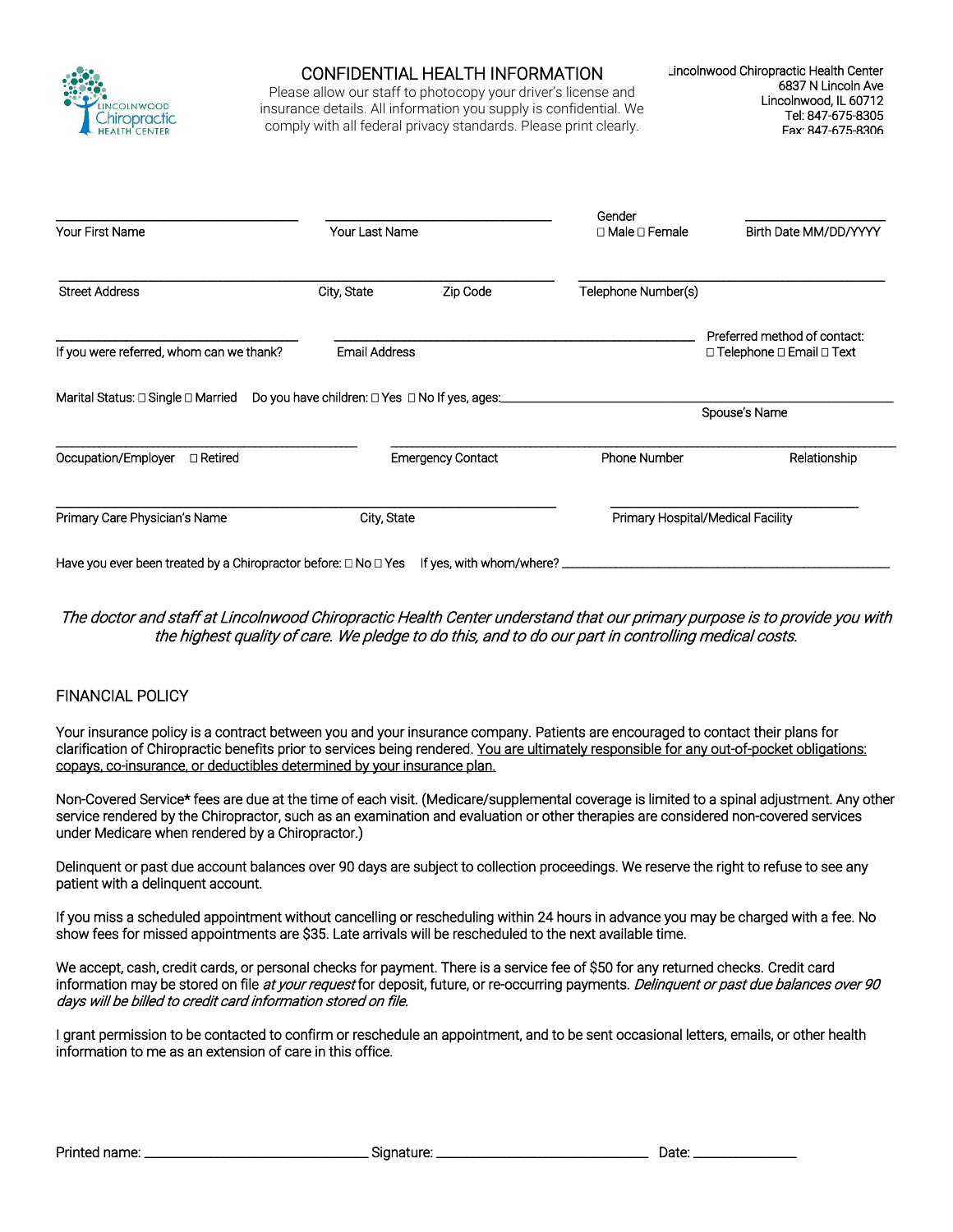Lincolnwood Chiropractic Health Center

# CONFIDENTIAL HEALTH INFORMATION

Please allow our staff to photocopy your driver's license and insurance details. All information you supply is confidential. We comply with all federal privacy standards. Please print clearly.

Lincolnwood Chiropractic Health Center
6837 N Lincoln Ave
Lincolnwood, IL 60712
Tel: 847-675-8305
Fax: 847-675-8306

Your First Name ____________________ Your Last Name ____________________ Gender ☐ Male ☐ Female Birth Date MM/DD/YYYY ____________

Street Address ____________________ City, State ____________ Zip Code ________ Telephone Number(s) ____________________

If you were referred, whom can we thank? ____________________ Email Address ____________________ Preferred method of contact: ☐ Telephone ☐ Email ☐ Text

Marital Status: ☐ Single ☐ Married Do you have children: ☐ Yes ☐ No If yes, ages: ____________________ Spouse's Name ____________________

Occupation/Employer ☐ Retired ____________________ Emergency Contact ____________________ Phone Number ____________ Relationship ____________

Primary Care Physician's Name ____________________ City, State ____________ Primary Hospital/Medical Facility ____________________

Have you ever been treated by a Chiropractor before: ☐ No ☐ Yes If yes, with whom/where? ____________________

*The doctor and staff at Lincolnwood Chiropractic Health Center understand that our primary purpose is to provide you with the highest quality of care. We pledge to do this, and to do our part in controlling medical costs.*

## FINANCIAL POLICY

Your insurance policy is a contract between you and your insurance company. Patients are encouraged to contact their plans for clarification of Chiropractic benefits prior to services being rendered. <u>You are ultimately responsible for any out-of-pocket obligations: copays, co-insurance, or deductibles determined by your insurance plan.</u>

Non-Covered Service* fees are due at the time of each visit. (Medicare/supplemental coverage is limited to a spinal adjustment. Any other service rendered by the Chiropractor, such as an examination and evaluation or other therapies are considered non-covered services under Medicare when rendered by a Chiropractor.)

Delinquent or past due account balances over 90 days are subject to collection proceedings. We reserve the right to refuse to see any patient with a delinquent account.

If you miss a scheduled appointment without cancelling or rescheduling within 24 hours in advance you may be charged with a fee. No show fees for missed appointments are $35. Late arrivals will be rescheduled to the next available time.

We accept, cash, credit cards, or personal checks for payment. There is a service fee of $50 for any returned checks. Credit card information may be stored on file *at your request* for deposit, future, or re-occurring payments. *Delinquent or past due balances over 90 days will be billed to credit card information stored on file.*

I grant permission to be contacted to confirm or reschedule an appointment, and to be sent occasional letters, emails, or other health information to me as an extension of care in this office.

Printed name: ____________________ Signature: ____________________ Date: ____________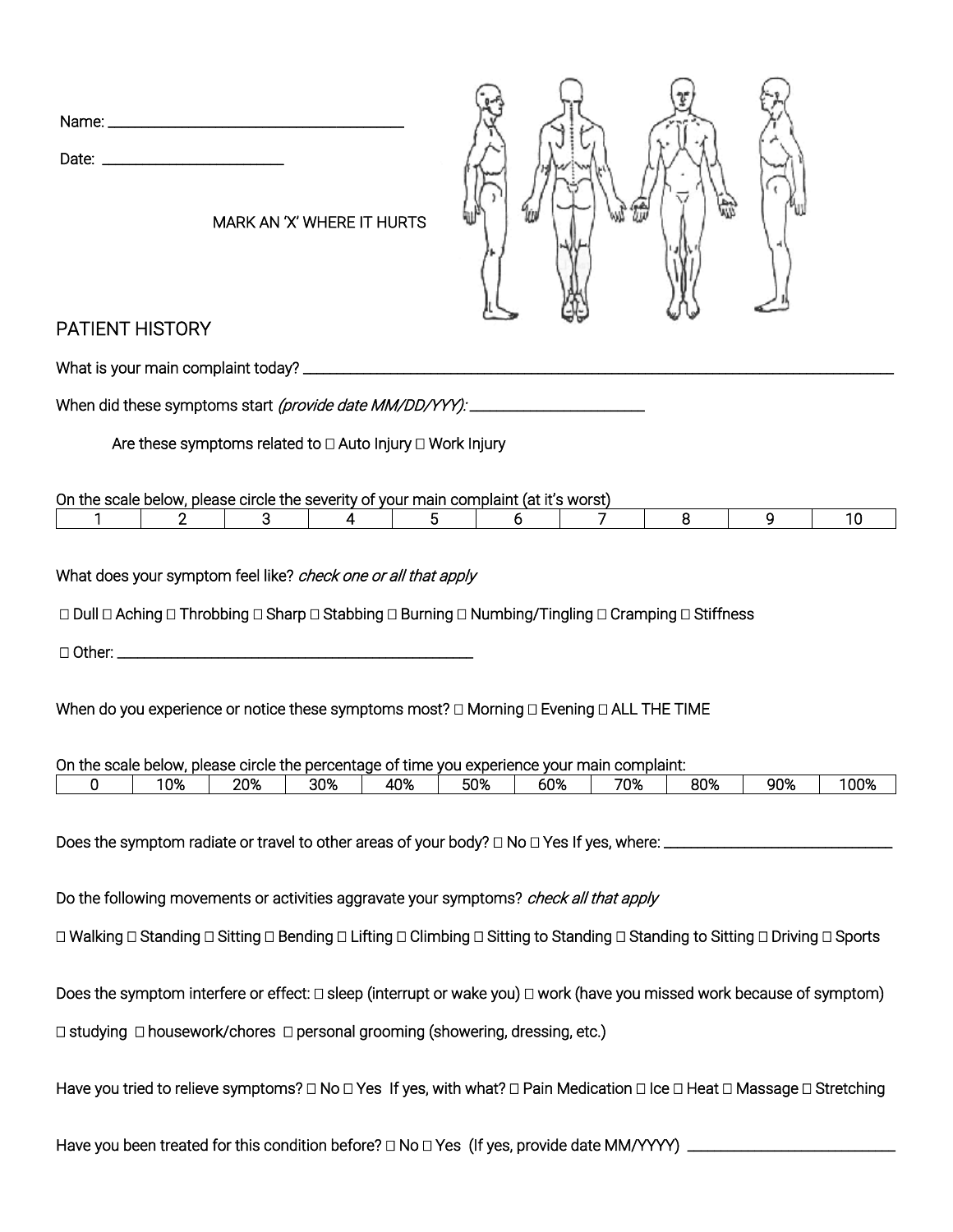Name: ______________________________

Date: ____________________

MARK AN 'X' WHERE IT HURTS

## PATIENT HISTORY

What is your main complaint today? ____________________________________________

When did these symptoms start *(provide date MM/DD/YYY):* ____________________

Are these symptoms related to ☐ Auto Injury ☐ Work Injury

On the scale below, please circle the severity of your main complaint (at it's worst)

| 1 | 2 | 3 | 4 | 5 | 6 | 7 | 8 | 9 | 10 |
|---|---|---|---|---|---|---|---|---|---|

What does your symptom feel like? *check one or all that apply*

☐ Dull ☐ Aching ☐ Throbbing ☐ Sharp ☐ Stabbing ☐ Burning ☐ Numbing/Tingling ☐ Cramping ☐ Stiffness

☐ Other: ________________________________________

When do you experience or notice these symptoms most? ☐ Morning ☐ Evening ☐ ALL THE TIME

On the scale below, please circle the percentage of time you experience your main complaint:

| 0 | 10% | 20% | 30% | 40% | 50% | 60% | 70% | 80% | 90% | 100% |
|---|---|---|---|---|---|---|---|---|---|---|

Does the symptom radiate or travel to other areas of your body? ☐ No ☐ Yes If yes, where: ____________________

Do the following movements or activities aggravate your symptoms? *check all that apply*

☐ Walking ☐ Standing ☐ Sitting ☐ Bending ☐ Lifting ☐ Climbing ☐ Sitting to Standing ☐ Standing to Sitting ☐ Driving ☐ Sports

Does the symptom interfere or effect: ☐ sleep (interrupt or wake you) ☐ work (have you missed work because of symptom)

☐ studying ☐ housework/chores ☐ personal grooming (showering, dressing, etc.)

Have you tried to relieve symptoms? ☐ No ☐ Yes If yes, with what? ☐ Pain Medication ☐ Ice ☐ Heat ☐ Massage ☐ Stretching

Have you been treated for this condition before? ☐ No ☐ Yes (If yes, provide date MM/YYYY) ____________________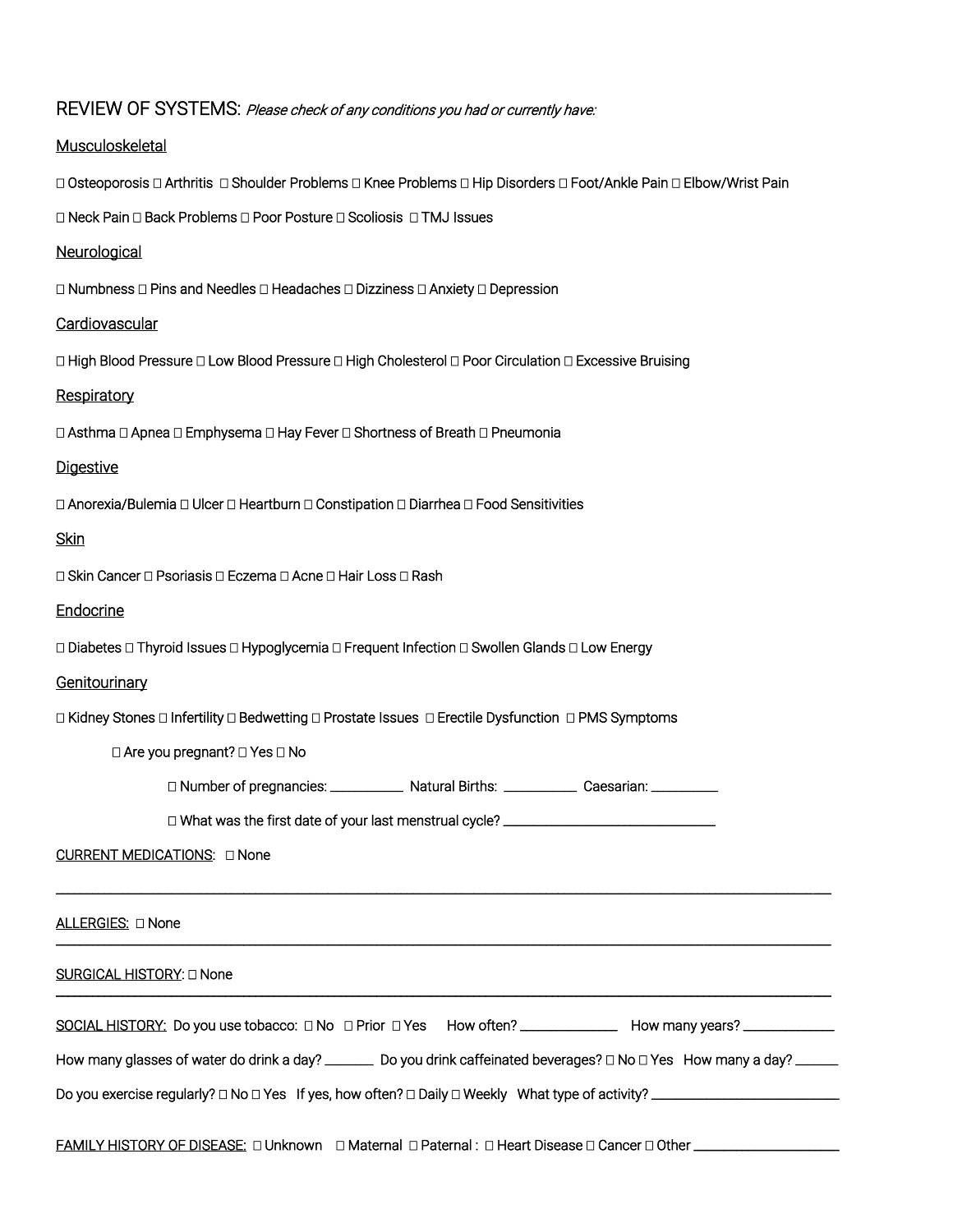## REVIEW OF SYSTEMS: *Please check of any conditions you had or currently have:*

### Musculoskeletal

☐ Osteoporosis ☐ Arthritis ☐ Shoulder Problems ☐ Knee Problems ☐ Hip Disorders ☐ Foot/Ankle Pain ☐ Elbow/Wrist Pain

☐ Neck Pain ☐ Back Problems ☐ Poor Posture ☐ Scoliosis ☐ TMJ Issues

### Neurological

☐ Numbness ☐ Pins and Needles ☐ Headaches ☐ Dizziness ☐ Anxiety ☐ Depression

### Cardiovascular

☐ High Blood Pressure ☐ Low Blood Pressure ☐ High Cholesterol ☐ Poor Circulation ☐ Excessive Bruising

### Respiratory

☐ Asthma ☐ Apnea ☐ Emphysema ☐ Hay Fever ☐ Shortness of Breath ☐ Pneumonia

### Digestive

☐ Anorexia/Bulemia ☐ Ulcer ☐ Heartburn ☐ Constipation ☐ Diarrhea ☐ Food Sensitivities

### Skin

☐ Skin Cancer ☐ Psoriasis ☐ Eczema ☐ Acne ☐ Hair Loss ☐ Rash

### Endocrine

☐ Diabetes ☐ Thyroid Issues ☐ Hypoglycemia ☐ Frequent Infection ☐ Swollen Glands ☐ Low Energy

### Genitourinary

☐ Kidney Stones ☐ Infertility ☐ Bedwetting ☐ Prostate Issues ☐ Erectile Dysfunction ☐ PMS Symptoms

☐ Are you pregnant? ☐ Yes ☐ No

☐ Number of pregnancies: ___________ Natural Births: ___________ Caesarian: __________

☐ What was the first date of your last menstrual cycle? ________________________________

CURRENT MEDICATIONS: ☐ None

_____________________________________________________________________________________________

ALLERGIES: ☐ None

_____________________________________________________________________________________________

SURGICAL HISTORY: ☐ None

_____________________________________________________________________________________________

SOCIAL HISTORY: Do you use tobacco: ☐ No ☐ Prior ☐ Yes How often? ______________ How many years? _____________

How many glasses of water do drink a day? _______ Do you drink caffeinated beverages? ☐ No ☐ Yes How many a day? ______

Do you exercise regularly? ☐ No ☐ Yes If yes, how often? ☐ Daily ☐ Weekly What type of activity? ____________________________

FAMILY HISTORY OF DISEASE: ☐ Unknown ☐ Maternal ☐ Paternal : ☐ Heart Disease ☐ Cancer ☐ Other ______________________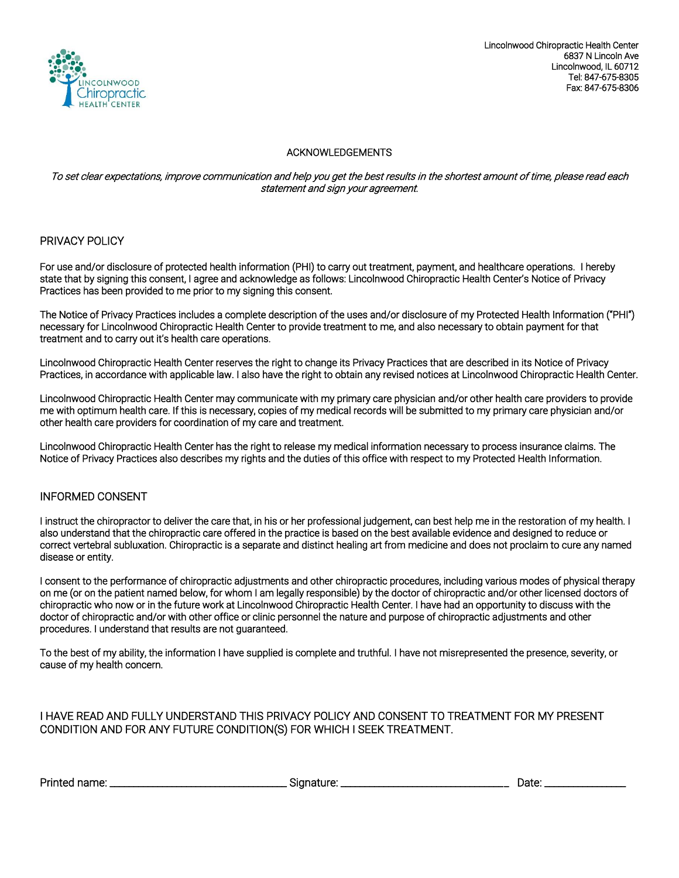Lincolnwood Chiropractic Health Center
6837 N Lincoln Ave
Lincolnwood, IL 60712
Tel: 847-675-8305
Fax: 847-675-8306

# ACKNOWLEDGEMENTS

*To set clear expectations, improve communication and help you get the best results in the shortest amount of time, please read each statement and sign your agreement.*

## PRIVACY POLICY

For use and/or disclosure of protected health information (PHI) to carry out treatment, payment, and healthcare operations. I hereby state that by signing this consent, I agree and acknowledge as follows: Lincolnwood Chiropractic Health Center's Notice of Privacy Practices has been provided to me prior to my signing this consent.

The Notice of Privacy Practices includes a complete description of the uses and/or disclosure of my Protected Health Information ("PHI") necessary for Lincolnwood Chiropractic Health Center to provide treatment to me, and also necessary to obtain payment for that treatment and to carry out it's health care operations.

Lincolnwood Chiropractic Health Center reserves the right to change its Privacy Practices that are described in its Notice of Privacy Practices, in accordance with applicable law. I also have the right to obtain any revised notices at Lincolnwood Chiropractic Health Center.

Lincolnwood Chiropractic Health Center may communicate with my primary care physician and/or other health care providers to provide me with optimum health care. If this is necessary, copies of my medical records will be submitted to my primary care physician and/or other health care providers for coordination of my care and treatment.

Lincolnwood Chiropractic Health Center has the right to release my medical information necessary to process insurance claims. The Notice of Privacy Practices also describes my rights and the duties of this office with respect to my Protected Health Information.

## INFORMED CONSENT

I instruct the chiropractor to deliver the care that, in his or her professional judgement, can best help me in the restoration of my health. I also understand that the chiropractic care offered in the practice is based on the best available evidence and designed to reduce or correct vertebral subluxation. Chiropractic is a separate and distinct healing art from medicine and does not proclaim to cure any named disease or entity.

I consent to the performance of chiropractic adjustments and other chiropractic procedures, including various modes of physical therapy on me (or on the patient named below, for whom I am legally responsible) by the doctor of chiropractic and/or other licensed doctors of chiropractic who now or in the future work at Lincolnwood Chiropractic Health Center. I have had an opportunity to discuss with the doctor of chiropractic and/or with other office or clinic personnel the nature and purpose of chiropractic adjustments and other procedures. I understand that results are not guaranteed.

To the best of my ability, the information I have supplied is complete and truthful. I have not misrepresented the presence, severity, or cause of my health concern.

I HAVE READ AND FULLY UNDERSTAND THIS PRIVACY POLICY AND CONSENT TO TREATMENT FOR MY PRESENT CONDITION AND FOR ANY FUTURE CONDITION(S) FOR WHICH I SEEK TREATMENT.

Printed name: ______________________________ Signature: ______________________________ Date: ______________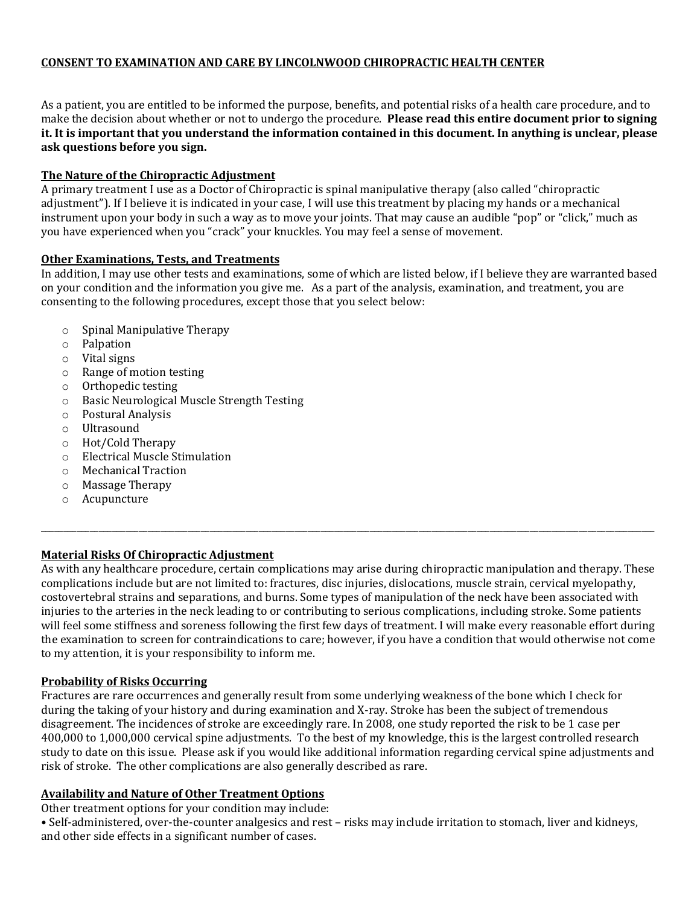**CONSENT TO EXAMINATION AND CARE BY LINCOLNWOOD CHIROPRACTIC HEALTH CENTER**

As a patient, you are entitled to be informed the purpose, benefits, and potential risks of a health care procedure, and to make the decision about whether or not to undergo the procedure. **Please read this entire document prior to signing it. It is important that you understand the information contained in this document. In anything is unclear, please ask questions before you sign.**

**The Nature of the Chiropractic Adjustment**

A primary treatment I use as a Doctor of Chiropractic is spinal manipulative therapy (also called "chiropractic adjustment"). If I believe it is indicated in your case, I will use this treatment by placing my hands or a mechanical instrument upon your body in such a way as to move your joints. That may cause an audible "pop" or "click," much as you have experienced when you "crack" your knuckles. You may feel a sense of movement.

**Other Examinations, Tests, and Treatments**

In addition, I may use other tests and examinations, some of which are listed below, if I believe they are warranted based on your condition and the information you give me. As a part of the analysis, examination, and treatment, you are consenting to the following procedures, except those that you select below:

- Spinal Manipulative Therapy
- Palpation
- Vital signs
- Range of motion testing
- Orthopedic testing
- Basic Neurological Muscle Strength Testing
- Postural Analysis
- Ultrasound
- Hot/Cold Therapy
- Electrical Muscle Stimulation
- Mechanical Traction
- Massage Therapy
- Acupuncture

---

**Material Risks Of Chiropractic Adjustment**

As with any healthcare procedure, certain complications may arise during chiropractic manipulation and therapy. These complications include but are not limited to: fractures, disc injuries, dislocations, muscle strain, cervical myelopathy, costovertebral strains and separations, and burns. Some types of manipulation of the neck have been associated with injuries to the arteries in the neck leading to or contributing to serious complications, including stroke. Some patients will feel some stiffness and soreness following the first few days of treatment. I will make every reasonable effort during the examination to screen for contraindications to care; however, if you have a condition that would otherwise not come to my attention, it is your responsibility to inform me.

**Probability of Risks Occurring**

Fractures are rare occurrences and generally result from some underlying weakness of the bone which I check for during the taking of your history and during examination and X-ray. Stroke has been the subject of tremendous disagreement. The incidences of stroke are exceedingly rare. In 2008, one study reported the risk to be 1 case per 400,000 to 1,000,000 cervical spine adjustments. To the best of my knowledge, this is the largest controlled research study to date on this issue. Please ask if you would like additional information regarding cervical spine adjustments and risk of stroke. The other complications are also generally described as rare.

**Availability and Nature of Other Treatment Options**

Other treatment options for your condition may include:

• Self-administered, over-the-counter analgesics and rest – risks may include irritation to stomach, liver and kidneys, and other side effects in a significant number of cases.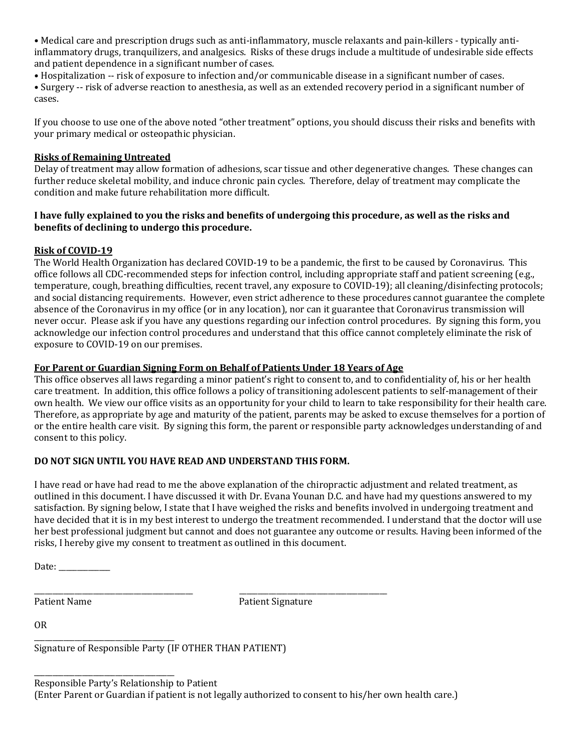• Medical care and prescription drugs such as anti-inflammatory, muscle relaxants and pain-killers - typically anti-inflammatory drugs, tranquilizers, and analgesics. Risks of these drugs include a multitude of undesirable side effects and patient dependence in a significant number of cases.
• Hospitalization -- risk of exposure to infection and/or communicable disease in a significant number of cases.
• Surgery -- risk of adverse reaction to anesthesia, as well as an extended recovery period in a significant number of cases.

If you choose to use one of the above noted "other treatment" options, you should discuss their risks and benefits with your primary medical or osteopathic physician.

**Risks of Remaining Untreated**

Delay of treatment may allow formation of adhesions, scar tissue and other degenerative changes. These changes can further reduce skeletal mobility, and induce chronic pain cycles. Therefore, delay of treatment may complicate the condition and make future rehabilitation more difficult.

**I have fully explained to you the risks and benefits of undergoing this procedure, as well as the risks and benefits of declining to undergo this procedure.**

**Risk of COVID-19**

The World Health Organization has declared COVID-19 to be a pandemic, the first to be caused by Coronavirus. This office follows all CDC-recommended steps for infection control, including appropriate staff and patient screening (e.g., temperature, cough, breathing difficulties, recent travel, any exposure to COVID-19); all cleaning/disinfecting protocols; and social distancing requirements. However, even strict adherence to these procedures cannot guarantee the complete absence of the Coronavirus in my office (or in any location), nor can it guarantee that Coronavirus transmission will never occur. Please ask if you have any questions regarding our infection control procedures. By signing this form, you acknowledge our infection control procedures and understand that this office cannot completely eliminate the risk of exposure to COVID-19 on our premises.

**For Parent or Guardian Signing Form on Behalf of Patients Under 18 Years of Age**

This office observes all laws regarding a minor patient's right to consent to, and to confidentiality of, his or her health care treatment. In addition, this office follows a policy of transitioning adolescent patients to self-management of their own health. We view our office visits as an opportunity for your child to learn to take responsibility for their health care. Therefore, as appropriate by age and maturity of the patient, parents may be asked to excuse themselves for a portion of or the entire health care visit. By signing this form, the parent or responsible party acknowledges understanding of and consent to this policy.

**DO NOT SIGN UNTIL YOU HAVE READ AND UNDERSTAND THIS FORM.**

I have read or have had read to me the above explanation of the chiropractic adjustment and related treatment, as outlined in this document. I have discussed it with Dr. Evana Younan D.C. and have had my questions answered to my satisfaction. By signing below, I state that I have weighed the risks and benefits involved in undergoing treatment and have decided that it is in my best interest to undergo the treatment recommended. I understand that the doctor will use her best professional judgment but cannot and does not guarantee any outcome or results. Having been informed of the risks, I hereby give my consent to treatment as outlined in this document.

Date: ____________

________________________________________ ________________________________________
Patient Name Patient Signature

OR

____________________________________
Signature of Responsible Party (IF OTHER THAN PATIENT)

____________________________________
Responsible Party's Relationship to Patient
(Enter Parent or Guardian if patient is not legally authorized to consent to his/her own health care.)